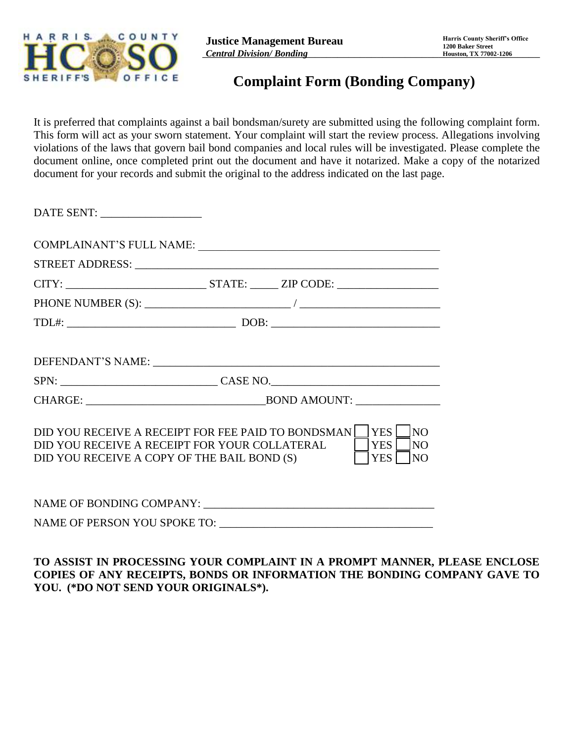**Justice Management Bureau**
***Central Division/ Bonding***

**Harris County Sheriff's Office**
**1200 Baker Street**
**Houston, TX 77002-1206**

# Complaint Form (Bonding Company)

It is preferred that complaints against a bail bondsman/surety are submitted using the following complaint form. This form will act as your sworn statement. Your complaint will start the review process. Allegations involving violations of the laws that govern bail bond companies and local rules will be investigated. Please complete the document online, once completed print out the document and have it notarized. Make a copy of the notarized document for your records and submit the original to the address indicated on the last page.

DATE SENT: __________________

COMPLAINANT'S FULL NAME: ____________________________________________

STREET ADDRESS: ________________________________________________________

CITY: __________________________ STATE: _____ ZIP CODE: __________________

PHONE NUMBER (S): __________________________ / __________________________

TDL#: _______________________________ DOB: _______________________________

DEFENDANT'S NAME: ______________________________________________________

SPN: ____________________________ CASE NO.______________________________

CHARGE: ________________________________BOND AMOUNT: _______________

DID YOU RECEIVE A RECEIPT FOR FEE PAID TO BONDSMAN ☐ YES ☐ NO
DID YOU RECEIVE A RECEIPT FOR YOUR COLLATERAL ☐ YES ☐ NO
DID YOU RECEIVE A COPY OF THE BAIL BOND (S) ☐ YES ☐ NO

NAME OF BONDING COMPANY: _________________________________________

NAME OF PERSON YOU SPOKE TO: ______________________________________

**TO ASSIST IN PROCESSING YOUR COMPLAINT IN A PROMPT MANNER, PLEASE ENCLOSE COPIES OF ANY RECEIPTS, BONDS OR INFORMATION THE BONDING COMPANY GAVE TO YOU. (*DO NOT SEND YOUR ORIGINALS*).**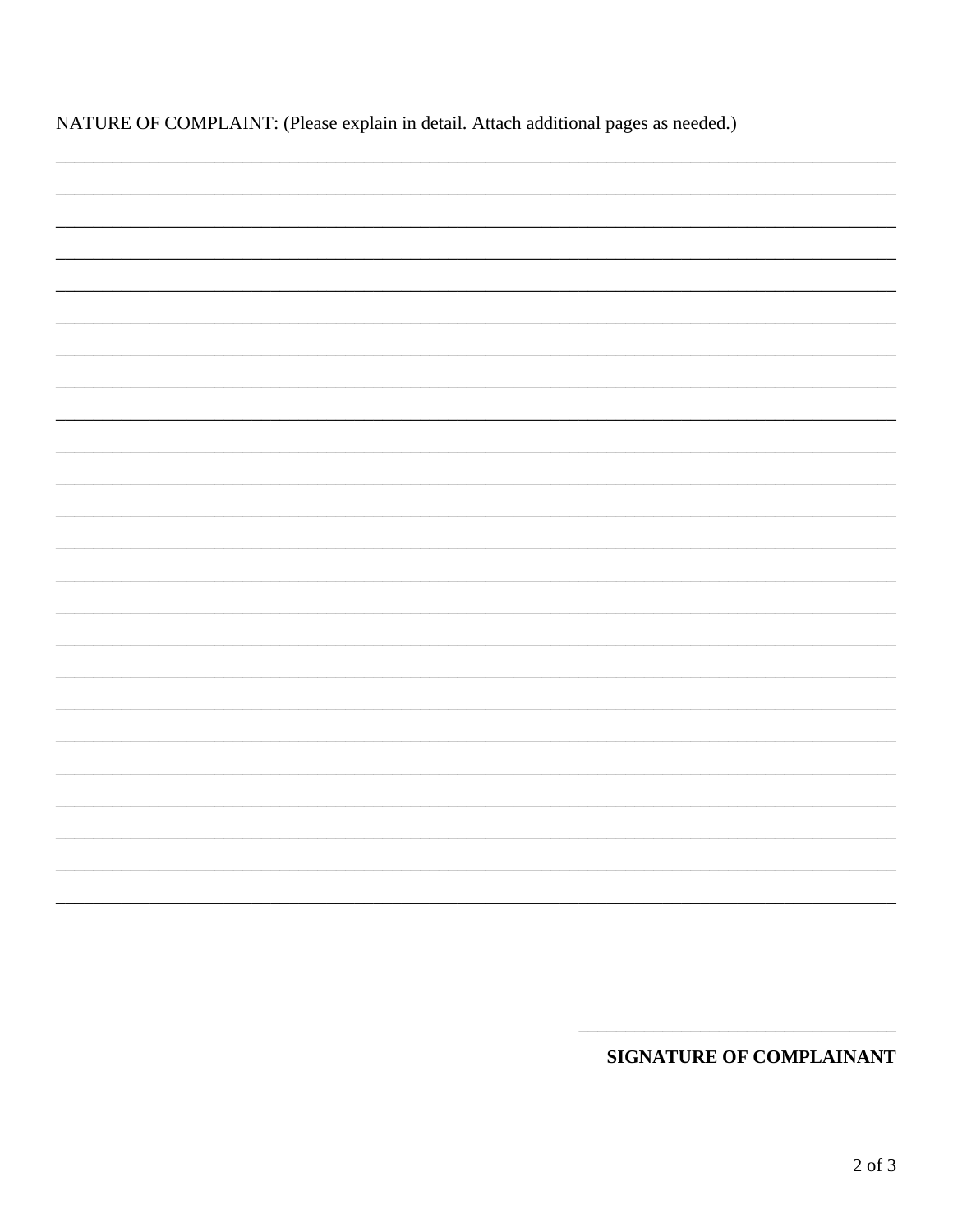NATURE OF COMPLAINT: (Please explain in detail. Attach additional pages as needed.)

\_\_\_\_\_\_\_\_\_\_\_\_\_\_\_\_\_\_\_\_\_\_\_\_\_\_\_\_\_\_\_\_\_\_\_\_\_\_\_\_\_\_\_\_\_\_\_\_\_\_\_\_\_\_\_\_\_\_\_\_\_\_\_\_\_\_\_\_\_\_\_\_\_\_\_\_

\_\_\_\_\_\_\_\_\_\_\_\_\_\_\_\_\_\_\_\_\_\_\_\_\_\_\_\_\_\_\_\_\_\_\_\_\_\_\_\_\_\_\_\_\_\_\_\_\_\_\_\_\_\_\_\_\_\_\_\_\_\_\_\_\_\_\_\_\_\_\_\_\_\_\_\_

\_\_\_\_\_\_\_\_\_\_\_\_\_\_\_\_\_\_\_\_\_\_\_\_\_\_\_\_\_\_\_\_\_\_\_\_\_\_\_\_\_\_\_\_\_\_\_\_\_\_\_\_\_\_\_\_\_\_\_\_\_\_\_\_\_\_\_\_\_\_\_\_\_\_\_\_

\_\_\_\_\_\_\_\_\_\_\_\_\_\_\_\_\_\_\_\_\_\_\_\_\_\_\_\_\_\_\_\_\_\_\_\_\_\_\_\_\_\_\_\_\_\_\_\_\_\_\_\_\_\_\_\_\_\_\_\_\_\_\_\_\_\_\_\_\_\_\_\_\_\_\_\_

\_\_\_\_\_\_\_\_\_\_\_\_\_\_\_\_\_\_\_\_\_\_\_\_\_\_\_\_\_\_\_\_\_\_\_\_\_\_\_\_\_\_\_\_\_\_\_\_\_\_\_\_\_\_\_\_\_\_\_\_\_\_\_\_\_\_\_\_\_\_\_\_\_\_\_\_

\_\_\_\_\_\_\_\_\_\_\_\_\_\_\_\_\_\_\_\_\_\_\_\_\_\_\_\_\_\_\_\_\_\_\_\_\_\_\_\_\_\_\_\_\_\_\_\_\_\_\_\_\_\_\_\_\_\_\_\_\_\_\_\_\_\_\_\_\_\_\_\_\_\_\_\_

\_\_\_\_\_\_\_\_\_\_\_\_\_\_\_\_\_\_\_\_\_\_\_\_\_\_\_\_\_\_\_\_\_\_\_\_\_\_\_\_\_\_\_\_\_\_\_\_\_\_\_\_\_\_\_\_\_\_\_\_\_\_\_\_\_\_\_\_\_\_\_\_\_\_\_\_

\_\_\_\_\_\_\_\_\_\_\_\_\_\_\_\_\_\_\_\_\_\_\_\_\_\_\_\_\_\_\_\_\_\_\_\_\_\_\_\_\_\_\_\_\_\_\_\_\_\_\_\_\_\_\_\_\_\_\_\_\_\_\_\_\_\_\_\_\_\_\_\_\_\_\_\_

\_\_\_\_\_\_\_\_\_\_\_\_\_\_\_\_\_\_\_\_\_\_\_\_\_\_\_\_\_\_\_\_\_\_\_\_\_\_\_\_\_\_\_\_\_\_\_\_\_\_\_\_\_\_\_\_\_\_\_\_\_\_\_\_\_\_\_\_\_\_\_\_\_\_\_\_

\_\_\_\_\_\_\_\_\_\_\_\_\_\_\_\_\_\_\_\_\_\_\_\_\_\_\_\_\_\_\_\_\_\_\_\_\_\_\_\_\_\_\_\_\_\_\_\_\_\_\_\_\_\_\_\_\_\_\_\_\_\_\_\_\_\_\_\_\_\_\_\_\_\_\_\_

\_\_\_\_\_\_\_\_\_\_\_\_\_\_\_\_\_\_\_\_\_\_\_\_\_\_\_\_\_\_\_\_\_\_\_\_\_\_\_\_\_\_\_\_\_\_\_\_\_\_\_\_\_\_\_\_\_\_\_\_\_\_\_\_\_\_\_\_\_\_\_\_\_\_\_\_

\_\_\_\_\_\_\_\_\_\_\_\_\_\_\_\_\_\_\_\_\_\_\_\_\_\_\_\_\_\_\_\_\_\_\_\_\_\_\_\_\_\_\_\_\_\_\_\_\_\_\_\_\_\_\_\_\_\_\_\_\_\_\_\_\_\_\_\_\_\_\_\_\_\_\_\_

\_\_\_\_\_\_\_\_\_\_\_\_\_\_\_\_\_\_\_\_\_\_\_\_\_\_\_\_\_\_\_\_\_\_\_\_\_\_\_\_\_\_\_\_\_\_\_\_\_\_\_\_\_\_\_\_\_\_\_\_\_\_\_\_\_\_\_\_\_\_\_\_\_\_\_\_

\_\_\_\_\_\_\_\_\_\_\_\_\_\_\_\_\_\_\_\_\_\_\_\_\_\_\_\_\_\_\_\_\_\_\_\_\_\_\_\_\_\_\_\_\_\_\_\_\_\_\_\_\_\_\_\_\_\_\_\_\_\_\_\_\_\_\_\_\_\_\_\_\_\_\_\_

\_\_\_\_\_\_\_\_\_\_\_\_\_\_\_\_\_\_\_\_\_\_\_\_\_\_\_\_\_\_\_\_\_\_\_\_\_\_\_\_\_\_\_\_\_\_\_\_\_\_\_\_\_\_\_\_\_\_\_\_\_\_\_\_\_\_\_\_\_\_\_\_\_\_\_\_

\_\_\_\_\_\_\_\_\_\_\_\_\_\_\_\_\_\_\_\_\_\_\_\_\_\_\_\_\_\_\_\_\_\_\_\_\_\_\_\_\_\_\_\_\_\_\_\_\_\_\_\_\_\_\_\_\_\_\_\_\_\_\_\_\_\_\_\_\_\_\_\_\_\_\_\_

\_\_\_\_\_\_\_\_\_\_\_\_\_\_\_\_\_\_\_\_\_\_\_\_\_\_\_\_\_\_\_\_\_\_\_\_\_\_\_\_\_\_\_\_\_\_\_\_\_\_\_\_\_\_\_\_\_\_\_\_\_\_\_\_\_\_\_\_\_\_\_\_\_\_\_\_

\_\_\_\_\_\_\_\_\_\_\_\_\_\_\_\_\_\_\_\_\_\_\_\_\_\_\_\_\_\_\_\_\_\_\_\_\_\_\_\_\_\_\_\_\_\_\_\_\_\_\_\_\_\_\_\_\_\_\_\_\_\_\_\_\_\_\_\_\_\_\_\_\_\_\_\_

\_\_\_\_\_\_\_\_\_\_\_\_\_\_\_\_\_\_\_\_\_\_\_\_\_\_\_\_\_\_\_\_\_\_\_\_\_\_\_\_\_\_\_\_\_\_\_\_\_\_\_\_\_\_\_\_\_\_\_\_\_\_\_\_\_\_\_\_\_\_\_\_\_\_\_\_

\_\_\_\_\_\_\_\_\_\_\_\_\_\_\_\_\_\_\_\_\_\_\_\_\_\_\_\_\_\_\_\_\_\_\_\_\_\_\_\_\_\_\_\_\_\_\_\_\_\_\_\_\_\_\_\_\_\_\_\_\_\_\_\_\_\_\_\_\_\_\_\_\_\_\_\_

\_\_\_\_\_\_\_\_\_\_\_\_\_\_\_\_\_\_\_\_\_\_\_\_\_\_\_\_\_\_\_\_\_\_\_\_\_\_\_\_\_\_\_\_\_\_\_\_\_\_\_\_\_\_\_\_\_\_\_\_\_\_\_\_\_\_\_\_\_\_\_\_\_\_\_\_

\_\_\_\_\_\_\_\_\_\_\_\_\_\_\_\_\_\_\_\_\_\_\_\_\_\_\_\_\_\_\_\_\_\_\_\_\_\_\_\_\_\_\_\_\_\_\_\_\_\_\_\_\_\_\_\_\_\_\_\_\_\_\_\_\_\_\_\_\_\_\_\_\_\_\_\_

\_\_\_\_\_\_\_\_\_\_\_\_\_\_\_\_\_\_\_\_\_\_\_\_\_\_\_\_\_\_\_\_\_\_\_\_\_\_\_\_\_\_\_\_\_\_\_\_\_\_\_\_\_\_\_\_\_\_\_\_\_\_\_\_\_\_\_\_\_\_\_\_\_\_\_\_

\_\_\_\_\_\_\_\_\_\_\_\_\_\_\_\_\_\_\_\_\_\_\_\_\_\_\_\_\_\_\_\_\_\_\_\_\_\_\_\_\_\_\_\_\_\_\_\_\_\_\_\_\_\_\_\_\_\_\_\_\_\_\_\_\_\_\_\_\_\_\_\_\_\_\_\_

\_\_\_\_\_\_\_\_\_\_\_\_\_\_\_\_\_\_\_\_\_\_\_\_\_\_\_\_\_\_\_\_\_\_\_\_\_\_\_\_\_\_\_\_\_\_\_\_\_\_\_\_\_\_\_\_\_\_\_\_\_\_\_\_\_\_\_\_\_\_\_\_\_\_\_\_

\_\_\_\_\_\_\_\_\_\_\_\_\_\_\_\_\_\_\_\_\_\_\_\_\_\_\_\_\_\_\_\_\_\_\_\_

**SIGNATURE OF COMPLAINANT**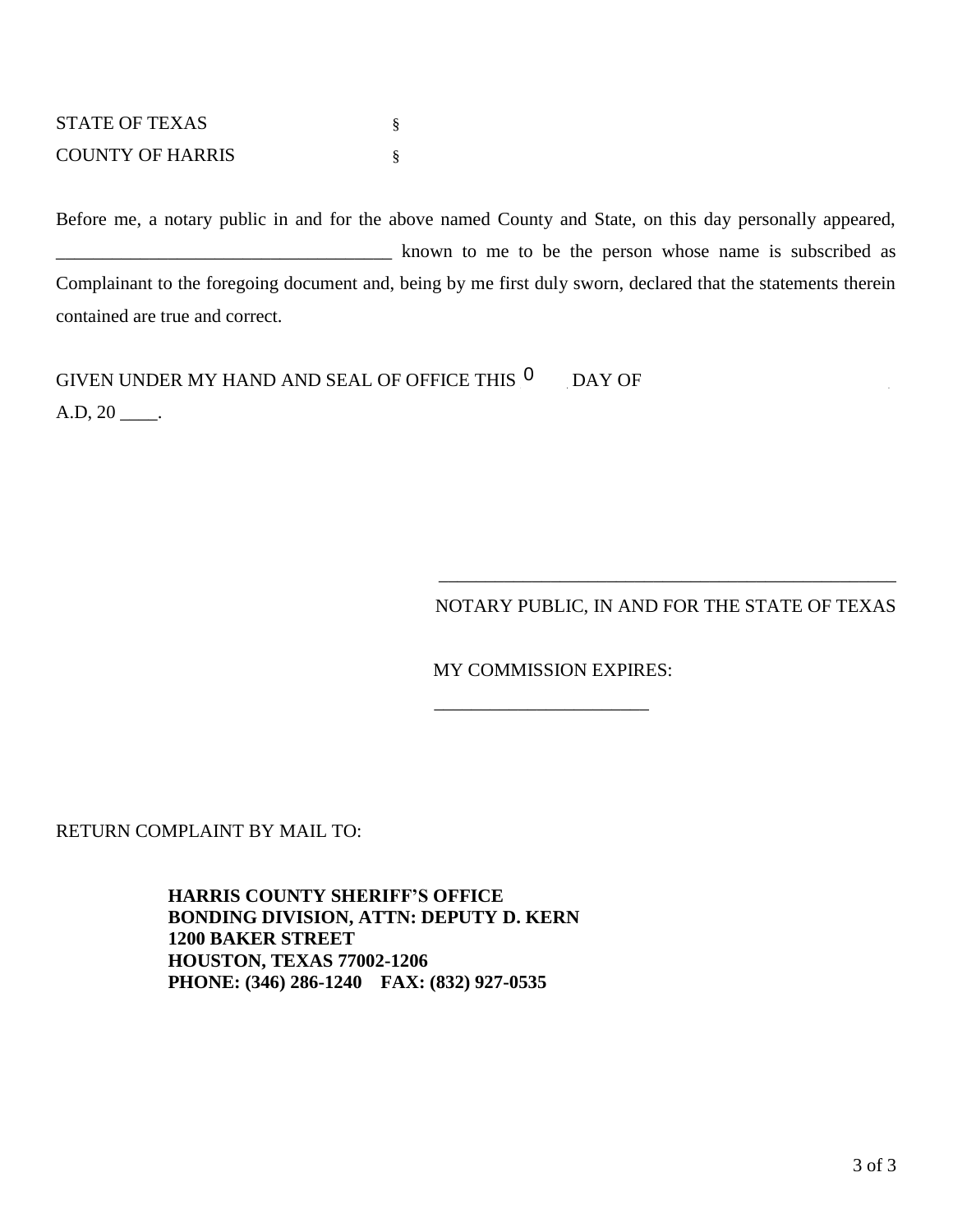STATE OF TEXAS §
COUNTY OF HARRIS §

Before me, a notary public in and for the above named County and State, on this day personally appeared, ____________________________________ known to me to be the person whose name is subscribed as Complainant to the foregoing document and, being by me first duly sworn, declared that the statements therein contained are true and correct.

GIVEN UNDER MY HAND AND SEAL OF OFFICE THIS 0 DAY OF
A.D, 20 ____.

_________________________________________________
NOTARY PUBLIC, IN AND FOR THE STATE OF TEXAS

MY COMMISSION EXPIRES:

_______________________

RETURN COMPLAINT BY MAIL TO:

**HARRIS COUNTY SHERIFF'S OFFICE**
**BONDING DIVISION, ATTN: DEPUTY D. KERN**
**1200 BAKER STREET**
**HOUSTON, TEXAS 77002-1206**
**PHONE: (346) 286-1240 FAX: (832) 927-0535**